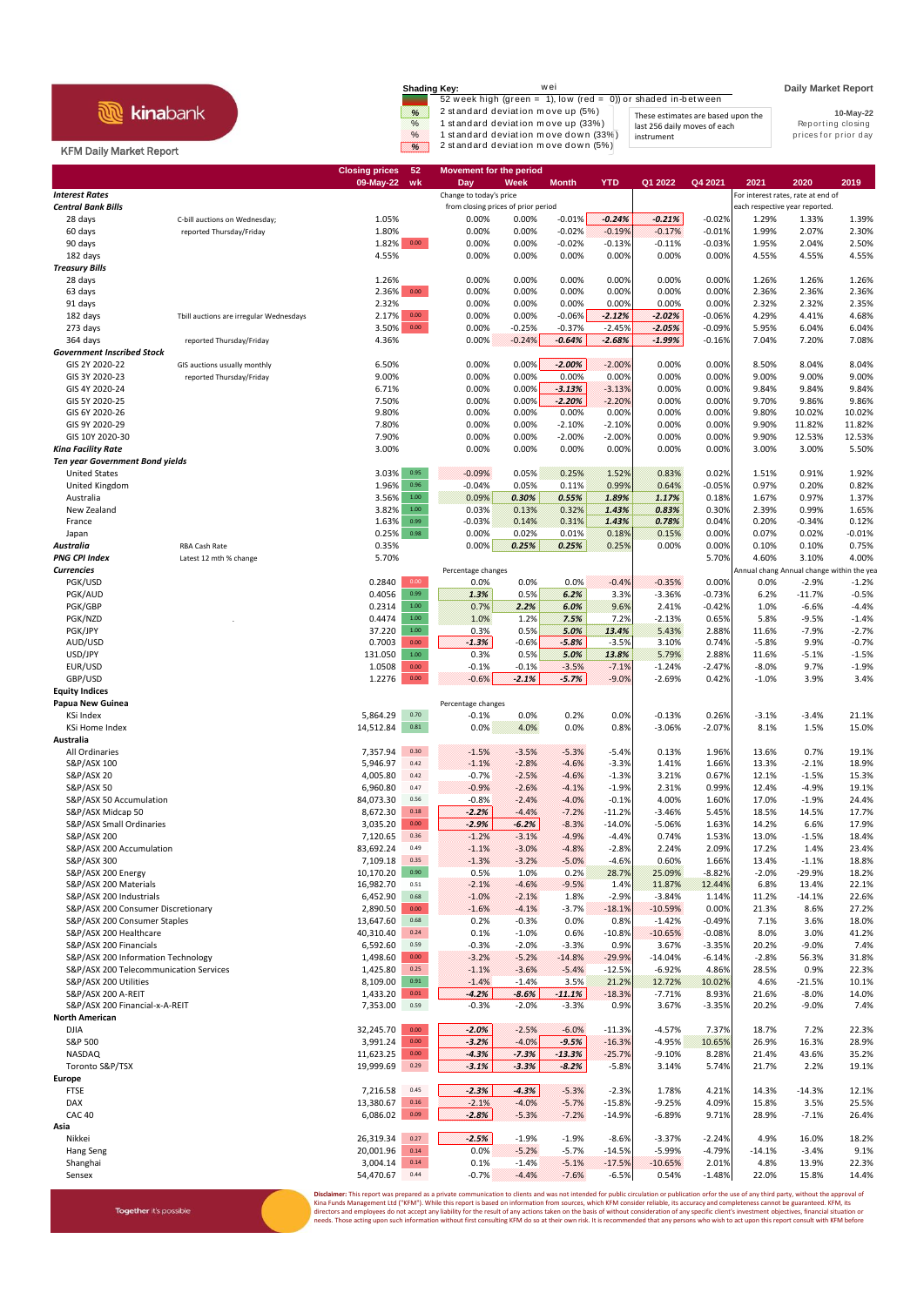kinabank

KFM Daily Market Report

**Shading Key:**

| | |
|---|---|
| | 52 week high (green = 1), low (red = 0)) or shaded in-between |
| % | 2 standard deviation move up (5%) |
| % | 1 standard deviation move up (33%) |
| % | 1 standard deviation move down (33%) |
| % | 2 standard deviation move down (5%) |

These estimates are based upon the last 256 daily moves of each instrument

**Daily Market Report**

10-May-22

Reporting closing prices for prior day

| | | Closing prices 09-May-22 | 52 wk | Movement for the period Day | Week | Month | YTD | Q1 2022 | Q4 2021 | 2021 | 2020 | 2019 |
|---|---|---|---|---|---|---|---|---|---|---|---|---|
| ***Interest Rates*** | | | | Change to today's price | | | | | | For interest rates, rate at end of | | |
| ***Central Bank Bills*** | | | | from closing prices of prior period | | | | | | each respective year reported. | | |
| 28 days | C-bill auctions on Wednesday; | 1.05% | | 0.00% | 0.00% | -0.01% | *-0.24%* | *-0.21%* | -0.02% | 1.29% | 1.33% | 1.39% |
| 60 days | reported Thursday/Friday | 1.80% | | 0.00% | 0.00% | -0.02% | -0.19% | -0.17% | -0.01% | 1.99% | 2.07% | 2.30% |
| 90 days | | 1.82% | 0.00 | 0.00% | 0.00% | -0.02% | -0.13% | -0.11% | -0.03% | 1.95% | 2.04% | 2.50% |
| 182 days | | 4.55% | | 0.00% | 0.00% | 0.00% | 0.00% | 0.00% | 0.00% | 4.55% | 4.55% | 4.55% |
| ***Treasury Bills*** | | | | | | | | | | | | |
| 28 days | | 1.26% | | 0.00% | 0.00% | 0.00% | 0.00% | 0.00% | 0.00% | 1.26% | 1.26% | 1.26% |
| 63 days | | 2.36% | 0.00 | 0.00% | 0.00% | 0.00% | 0.00% | 0.00% | 0.00% | 2.36% | 2.36% | 2.36% |
| 91 days | | 2.32% | | 0.00% | 0.00% | 0.00% | 0.00% | 0.00% | 0.00% | 2.32% | 2.32% | 2.35% |
| 182 days | Tbill auctions are irregular Wednesdays | 2.17% | 0.00 | 0.00% | 0.00% | -0.06% | *-2.12%* | *-2.02%* | -0.06% | 4.29% | 4.41% | 4.68% |
| 273 days | | 3.50% | 0.00 | 0.00% | -0.25% | -0.37% | -2.45% | *-2.05%* | -0.09% | 5.95% | 6.04% | 6.04% |
| 364 days | reported Thursday/Friday | 4.36% | | 0.00% | -0.24% | *-0.64%* | *-2.68%* | *-1.99%* | -0.16% | 7.04% | 7.20% | 7.08% |
| ***Government Inscribed Stock*** | | | | | | | | | | | | |
| GIS 2Y 2020-22 | GIS auctions usually monthly | 6.50% | | 0.00% | 0.00% | *-2.00%* | -2.00% | 0.00% | 0.00% | 8.50% | 8.04% | 8.04% |
| GIS 3Y 2020-23 | reported Thursday/Friday | 9.00% | | 0.00% | 0.00% | 0.00% | 0.00% | 0.00% | 0.00% | 9.00% | 9.00% | 9.00% |
| GIS 4Y 2020-24 | | 6.71% | | 0.00% | 0.00% | *-3.13%* | -3.13% | 0.00% | 0.00% | 9.84% | 9.84% | 9.84% |
| GIS 5Y 2020-25 | | 7.50% | | 0.00% | 0.00% | *-2.20%* | -2.20% | 0.00% | 0.00% | 9.70% | 9.86% | 9.86% |
| GIS 6Y 2020-26 | | 9.80% | | 0.00% | 0.00% | 0.00% | 0.00% | 0.00% | 0.00% | 9.80% | 10.02% | 10.02% |
| GIS 9Y 2020-29 | | 7.80% | | 0.00% | 0.00% | -2.10% | -2.10% | 0.00% | 0.00% | 9.90% | 11.82% | 11.82% |
| GIS 10Y 2020-30 | | 7.90% | | 0.00% | 0.00% | -2.00% | -2.00% | 0.00% | 0.00% | 9.90% | 12.53% | 12.53% |
| ***Kina Facility Rate*** | | 3.00% | | 0.00% | 0.00% | 0.00% | 0.00% | 0.00% | 0.00% | 3.00% | 3.00% | 5.50% |
| ***Ten year Government Bond yields*** | | | | | | | | | | | | |
| United States | | 3.03% | 0.95 | -0.09% | 0.05% | 0.25% | 1.52% | 0.83% | 0.02% | 1.51% | 0.91% | 1.92% |
| United Kingdom | | 1.96% | 0.96 | -0.04% | 0.05% | 0.11% | 0.99% | 0.64% | -0.05% | 0.97% | 0.20% | 0.82% |
| Australia | | 3.56% | 1.00 | 0.09% | *0.30%* | *0.55%* | *1.89%* | *1.17%* | 0.18% | 1.67% | 0.97% | 1.37% |
| New Zealand | | 3.82% | 1.00 | 0.03% | 0.13% | 0.32% | *1.43%* | *0.83%* | 0.30% | 2.39% | 0.99% | 1.65% |
| France | | 1.63% | 0.99 | -0.03% | 0.14% | 0.31% | *1.43%* | *0.78%* | 0.04% | 0.20% | -0.34% | 0.12% |
| Japan | | 0.25% | 0.98 | 0.00% | 0.02% | 0.01% | 0.18% | 0.15% | 0.00% | 0.07% | 0.02% | -0.01% |
| ***Australia*** | RBA Cash Rate | 0.35% | | 0.00% | 0.25% | 0.25% | 0.25% | 0.00% | 0.00% | 0.10% | 0.10% | 0.75% |
| ***PNG CPI Index*** | Latest 12 mth % change | 5.70% | | | | | | | 5.70% | 4.60% | 3.10% | 4.00% |
| ***Currencies*** | | | | Percentage changes | | | | | | Annual chang | Annual change within the yea | |
| PGK/USD | | 0.2840 | 0.00 | 0.0% | 0.0% | 0.0% | -0.4% | -0.35% | 0.00% | 0.0% | -2.9% | -1.2% |
| PGK/AUD | | 0.4056 | 0.99 | *1.3%* | 0.5% | *6.2%* | 3.3% | -3.36% | -0.73% | 6.2% | -11.7% | -0.5% |
| PGK/GBP | | 0.2314 | 1.00 | 0.7% | *2.2%* | *6.0%* | 9.6% | 2.41% | -0.42% | 1.0% | -6.6% | -4.4% |
| PGK/NZD | | 0.4474 | 1.00 | 1.0% | 1.2% | *7.5%* | 7.2% | -2.13% | 0.65% | 5.8% | -9.5% | -1.4% |
| PGK/JPY | | 37.220 | 1.00 | 0.3% | 0.5% | *5.0%* | *13.4%* | 5.43% | 2.88% | 11.6% | -7.9% | -2.7% |
| AUD/USD | | 0.7003 | 0.00 | *-1.3%* | -0.6% | *-5.8%* | -3.5% | 3.10% | 0.74% | -5.8% | 9.9% | -0.7% |
| USD/JPY | | 131.050 | 1.00 | 0.3% | 0.5% | *5.0%* | *13.8%* | 5.79% | 2.88% | 11.6% | -5.1% | -1.5% |
| EUR/USD | | 1.0508 | 0.00 | -0.1% | -0.1% | -3.5% | -7.1% | -1.24% | -2.47% | -8.0% | 9.7% | -1.9% |
| GBP/USD | | 1.2276 | 0.00 | -0.6% | *-2.1%* | *-5.7%* | -9.0% | -2.69% | 0.42% | -1.0% | 3.9% | 3.4% |
| **Equity Indices** | | | | | | | | | | | | |
| **Papua New Guinea** | | | | Percentage changes | | | | | | | | |
| KSi Index | | 5,864.29 | 0.70 | -0.1% | 0.0% | 0.2% | 0.0% | -0.13% | 0.26% | -3.1% | -3.4% | 21.1% |
| KSi Home Index | | 14,512.84 | 0.81 | 0.0% | 4.0% | 0.0% | 0.8% | -3.06% | -2.07% | 8.1% | 1.5% | 15.0% |
| **Australia** | | | | | | | | | | | | |
| All Ordinaries | | 7,357.94 | 0.30 | -1.5% | -3.5% | -5.3% | -5.4% | 0.13% | 1.96% | 13.6% | 0.7% | 19.1% |
| S&P/ASX 100 | | 5,946.97 | 0.42 | -1.1% | -2.8% | -4.6% | -3.3% | 1.41% | 1.66% | 13.3% | -2.1% | 18.9% |
| S&P/ASX 20 | | 4,005.80 | 0.42 | -0.7% | -2.5% | -4.6% | -1.3% | 3.21% | 0.67% | 12.1% | -1.5% | 15.3% |
| S&P/ASX 50 | | 6,960.80 | 0.47 | -0.9% | -2.6% | -4.1% | -1.9% | 2.31% | 0.99% | 12.4% | -4.9% | 19.1% |
| S&P/ASX 50 Accumulation | | 84,073.30 | 0.56 | -0.8% | -2.4% | -4.0% | -0.1% | 4.00% | 1.60% | 17.0% | -1.9% | 24.4% |
| S&P/ASX Midcap 50 | | 8,672.30 | 0.18 | *-2.2%* | -4.4% | -7.2% | -11.2% | -3.46% | 5.45% | 18.5% | 14.5% | 17.7% |
| S&P/ASX Small Ordinaries | | 3,035.20 | 0.00 | *-2.9%* | *-6.2%* | -8.3% | -14.0% | -5.06% | 1.63% | 14.2% | 6.6% | 17.9% |
| S&P/ASX 200 | | 7,120.65 | 0.36 | -1.2% | -3.1% | -4.9% | -4.4% | 0.74% | 1.53% | 13.0% | -1.5% | 18.4% |
| S&P/ASX 200 Accumulation | | 83,692.24 | 0.49 | -1.1% | -3.0% | -4.8% | -2.8% | 2.24% | 2.09% | 17.2% | 1.4% | 23.4% |
| S&P/ASX 300 | | 7,109.18 | 0.35 | -1.3% | -3.2% | -5.0% | -4.6% | 0.60% | 1.66% | 13.4% | -1.1% | 18.8% |
| S&P/ASX 200 Energy | | 10,170.20 | 0.90 | 0.5% | 1.0% | 0.2% | 28.7% | 25.09% | -8.82% | -2.0% | -29.9% | 18.2% |
| S&P/ASX 200 Materials | | 16,982.70 | 0.51 | -2.1% | -4.6% | -9.5% | 1.4% | 11.87% | 12.44% | 6.8% | 13.4% | 22.1% |
| S&P/ASX 200 Industrials | | 6,452.90 | 0.68 | -1.0% | -2.1% | 1.8% | -2.9% | -3.84% | 1.14% | 11.2% | -14.1% | 22.6% |
| S&P/ASX 200 Consumer Discretionary | | 2,890.50 | 0.00 | -1.6% | -4.1% | -3.7% | -18.1% | -10.59% | 0.00% | 21.3% | 8.6% | 27.2% |
| S&P/ASX 200 Consumer Staples | | 13,647.60 | 0.68 | 0.2% | -0.3% | 0.0% | 0.8% | -1.42% | -0.49% | 7.1% | 3.6% | 18.0% |
| S&P/ASX 200 Healthcare | | 40,310.40 | 0.24 | 0.1% | -1.0% | 0.6% | -10.8% | -10.65% | -0.08% | 8.0% | 3.0% | 41.2% |
| S&P/ASX 200 Financials | | 6,592.60 | 0.59 | -0.3% | -2.0% | -3.3% | 0.9% | 3.67% | -3.35% | 20.2% | -9.0% | 7.4% |
| S&P/ASX 200 Information Technology | | 1,498.60 | 0.00 | -3.2% | -5.2% | -14.8% | -29.9% | -14.04% | -6.14% | -2.8% | 56.3% | 31.8% |
| S&P/ASX 200 Telecommunication Services | | 1,425.80 | 0.25 | -1.1% | -3.6% | -5.4% | -12.5% | -6.92% | 4.86% | 28.5% | 0.9% | 22.3% |
| S&P/ASX 200 Utilities | | 8,109.00 | 0.91 | -1.4% | -1.4% | 3.5% | 21.2% | 12.72% | 10.02% | 4.6% | -21.5% | 10.1% |
| S&P/ASX 200 A-REIT | | 1,433.20 | 0.01 | *-4.2%* | *-8.6%* | *-11.1%* | -18.3% | -7.71% | 8.93% | 21.6% | -8.0% | 14.0% |
| S&P/ASX 200 Financial-x-A-REIT | | 7,353.00 | 0.59 | -0.3% | -2.0% | -3.3% | 0.9% | 3.67% | -3.35% | 20.2% | -9.0% | 7.4% |
| **North American** | | | | | | | | | | | | |
| DJIA | | 32,245.70 | 0.00 | *-2.0%* | -2.5% | -6.0% | -11.3% | -4.57% | 7.37% | 18.7% | 7.2% | 22.3% |
| S&P 500 | | 3,991.24 | 0.00 | *-3.2%* | -4.0% | *-9.5%* | -16.3% | -4.95% | 10.65% | 26.9% | 16.3% | 28.9% |
| NASDAQ | | 11,623.25 | 0.00 | *-4.3%* | *-7.3%* | *-13.3%* | -25.7% | -9.10% | 8.28% | 21.4% | 43.6% | 35.2% |
| Toronto S&P/TSX | | 19,999.69 | 0.29 | *-3.1%* | *-3.3%* | *-8.2%* | -5.8% | 3.14% | 5.74% | 21.7% | 2.2% | 19.1% |
| **Europe** | | | | | | | | | | | | |
| FTSE | | 7,216.58 | 0.45 | *-2.3%* | *-4.3%* | -5.3% | -2.3% | 1.78% | 4.21% | 14.3% | -14.3% | 12.1% |
| DAX | | 13,380.67 | 0.16 | -2.1% | -4.0% | -5.7% | -15.8% | -9.25% | 4.09% | 15.8% | 3.5% | 25.5% |
| CAC 40 | | 6,086.02 | 0.09 | *-2.8%* | -5.3% | -7.2% | -14.9% | -6.89% | 9.71% | 28.9% | -7.1% | 26.4% |
| **Asia** | | | | | | | | | | | | |
| Nikkei | | 26,319.34 | 0.27 | *-2.5%* | -1.9% | -1.9% | -8.6% | -3.37% | -2.24% | 4.9% | 16.0% | 18.2% |
| Hang Seng | | 20,001.96 | 0.14 | 0.0% | -5.2% | -5.7% | -14.5% | -5.99% | -4.79% | -14.1% | -3.4% | 9.1% |
| Shanghai | | 3,004.14 | 0.14 | 0.1% | -1.4% | -5.1% | -17.5% | -10.65% | 2.01% | 4.8% | 13.9% | 22.3% |
| Sensex | | 54,470.67 | 0.44 | -0.7% | -4.4% | -7.6% | -6.5% | 0.54% | -1.48% | 22.0% | 15.8% | 14.4% |

Together it's possible

**Disclaimer:** This report was prepared as a private communication to clients and was not intended for public circulation or publication orfor the use of any third party, without the approval of Kina Funds Management Ltd ("KFM"). While this report is based on information from sources, which KFM consider reliable, its accuracy and completeness cannot be guaranteed. KFM, its directors and employees do not accept any liability for the result of any actions taken on the basis of without consideration of any specific client's investment objectives, financial situation or needs. Those acting upon such information without first consulting KFM do so at their own risk. It is recommended that any persons who wish to act upon this report consult with KFM before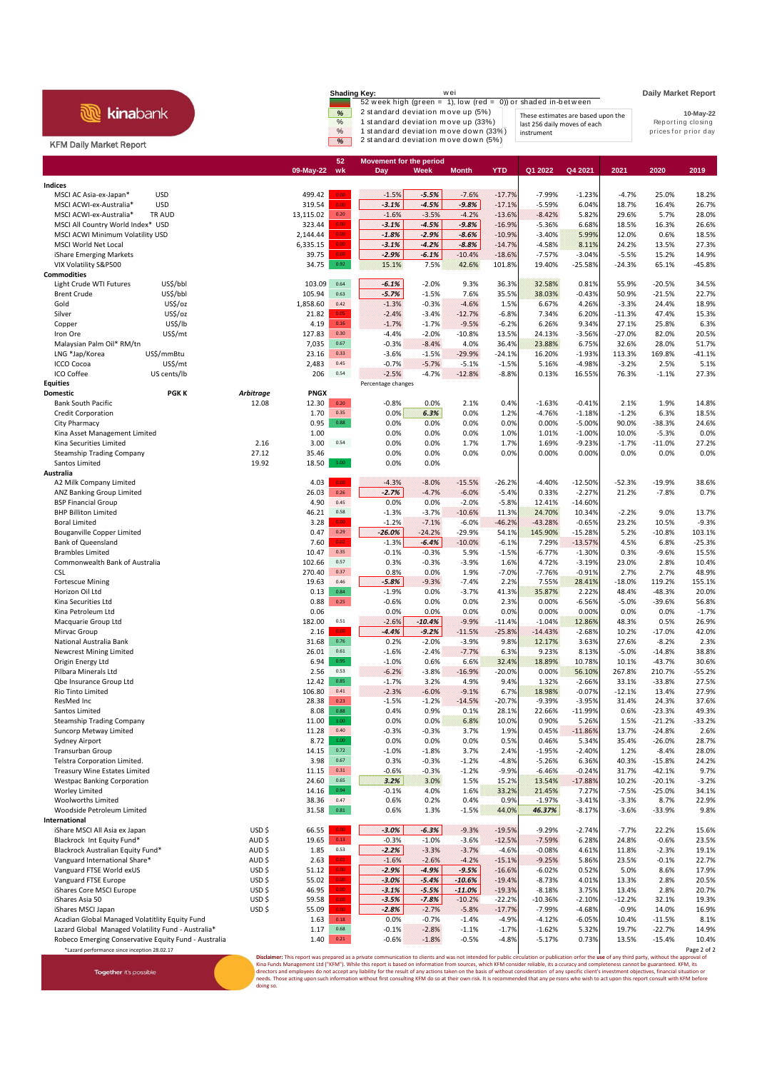kinabank

KFM Daily Market Report

**Shading Key:**
52 week high (green = 1), low (red = 0)) or shaded in-between
% 2 standard deviation move up (5%)
% 1 standard deviation move up (33%)
% 1 standard deviation move down (33%)
% 2 standard deviation move down (5%)

These estimates are based upon the last 256 daily moves of each instrument

**Daily Market Report**

10-May-22
Reporting closing prices for prior day

| | | | 09-May-22 | 52 wk | Day | Week | Month | YTD | Q1 2022 | Q4 2021 | 2021 | 2020 | 2019 |
|---|---|---|---|---|---|---|---|---|---|---|---|---|---|
| | | | | | Movement for the period | | | | | | | | |
| **Indices** | | | | | | | | | | | | | |
| MSCI AC Asia-ex-Japan* | USD | | 499.42 | 0.00 | -1.5% | -5.5% | -7.6% | -17.7% | -7.99% | -1.23% | -4.7% | 25.0% | 18.2% |
| MSCI ACWI-ex-Australia* | USD | | 319.54 | 0.00 | -3.1% | -4.5% | -9.8% | -17.1% | -5.59% | 6.04% | 18.7% | 16.4% | 26.7% |
| MSCI ACWI-ex-Australia* | TR AUD | | 13,115.02 | 0.20 | -1.6% | -3.5% | -4.2% | -13.6% | -8.42% | 5.82% | 29.6% | 5.7% | 28.0% |
| MSCI All Country World Index* | USD | | 323.44 | 0.00 | -3.1% | -4.5% | -9.8% | -16.9% | -5.36% | 6.68% | 18.5% | 16.3% | 26.6% |
| MSCI ACWI Minimum Volatility | USD | | 2,144.44 | 0.00 | -1.8% | -2.9% | -8.6% | -10.9% | -3.40% | 5.99% | 12.0% | 0.6% | 18.5% |
| MSCI World Net Local | | | 6,335.15 | 0.00 | -3.1% | -4.2% | -8.8% | -14.7% | -4.58% | 8.11% | 24.2% | 13.5% | 27.3% |
| iShare Emerging Markets | | | 39.75 | 0.00 | -2.9% | -6.1% | -10.4% | -18.6% | -7.57% | -3.04% | -5.5% | 15.2% | 14.9% |
| VIX Volatility S&P500 | | | 34.75 | 0.92 | 15.1% | 7.5% | 42.6% | 101.8% | 19.40% | -25.58% | -24.3% | 65.1% | -45.8% |
| **Commodities** | | | | | | | | | | | | | |
| Light Crude WTI Futures | US$/bbl | | 103.09 | 0.64 | -6.1% | -2.0% | 9.3% | 36.3% | 32.58% | 0.81% | 55.9% | -20.5% | 34.5% |
| Brent Crude | US$/bbl | | 105.94 | 0.63 | -5.7% | -1.5% | 7.6% | 35.5% | 38.03% | -0.43% | 50.9% | -21.5% | 22.7% |
| Gold | US$/oz | | 1,858.60 | 0.42 | -1.3% | -0.3% | -4.6% | 1.5% | 6.67% | 4.26% | -3.3% | 24.4% | 18.9% |
| Silver | US$/oz | | 21.82 | 0.05 | -2.4% | -3.4% | -12.7% | -6.8% | 7.34% | 6.20% | -11.3% | 47.4% | 15.3% |
| Copper | US$/lb | | 4.19 | 0.16 | -1.7% | -1.7% | -9.5% | -6.2% | 6.26% | 9.34% | 27.1% | 25.8% | 6.3% |
| Iron Ore | US$/mt | | 127.83 | 0.30 | -4.4% | -2.0% | -10.8% | 13.5% | 24.13% | -3.56% | -27.0% | 82.0% | 20.5% |
| Malaysian Palm Oil* RM/tn | | | 7,035 | 0.67 | -0.3% | -8.4% | 4.0% | 36.4% | 23.88% | 6.75% | 32.6% | 28.0% | 51.7% |
| LNG *Jap/Korea | US$/mmBtu | | 23.16 | 0.33 | -3.6% | -1.5% | -29.9% | -24.1% | 16.20% | -1.93% | 113.3% | 169.8% | -41.1% |
| ICCO Cocoa | US$/mt | | 2,483 | 0.45 | -0.7% | -5.7% | -5.1% | -1.5% | 5.16% | -4.98% | -3.2% | 2.5% | 5.1% |
| ICO Coffee | US cents/lb | | 206 | 0.54 | -2.5% | -4.7% | -12.8% | -8.8% | 0.13% | 16.55% | 76.3% | -1.1% | 27.3% |
| **Equities** | | | | | Percentage changes | | | | | | | | |
| **Domestic** | **PGK K** | ***Arbitrage*** | **PNGX** | | | | | | | | | | |
| Bank South Pacific | | 12.08 | 12.30 | 0.20 | -0.8% | 0.0% | 2.1% | 0.4% | -1.63% | -0.41% | 2.1% | 1.9% | 14.8% |
| Credit Corporation | | | 1.70 | 0.35 | 0.0% | 6.3% | 0.0% | 1.2% | -4.76% | -1.18% | -1.2% | 6.3% | 18.5% |
| City Pharmacy | | | 0.95 | 0.88 | 0.0% | 0.0% | 0.0% | 0.0% | 0.00% | -5.00% | 90.0% | -38.3% | 24.6% |
| Kina Asset Management Limited | | | 1.00 | | 0.0% | 0.0% | 0.0% | 1.0% | 1.01% | -1.00% | 10.0% | -5.3% | 0.0% |
| Kina Securities Limited | | 2.16 | 3.00 | 0.54 | 0.0% | 0.0% | 1.7% | 1.7% | 1.69% | -9.23% | -1.7% | -11.0% | 27.2% |
| Steamship Trading Company | | 27.12 | 35.46 | | 0.0% | 0.0% | 0.0% | 0.0% | 0.00% | 0.00% | 0.0% | 0.0% | 0.0% |
| Santos Limited | | 19.92 | 18.50 | 1.00 | 0.0% | 0.0% | | | | | | | |
| **Australia** | | | | | | | | | | | | | |
| A2 Milk Company Limited | | | 4.03 | 0.00 | -4.3% | -8.0% | -15.5% | -26.2% | -4.40% | -12.50% | -52.3% | -19.9% | 38.6% |
| ANZ Banking Group Limited | | | 26.03 | 0.26 | -2.7% | -4.7% | -6.0% | -5.4% | 0.33% | -2.27% | 21.2% | -7.8% | 0.7% |
| BSP Financial Group | | | 4.90 | 0.45 | 0.0% | 0.0% | -2.0% | -5.8% | 12.41% | -14.60% | | | |
| BHP Billiton Limited | | | 46.21 | 0.58 | -1.3% | -3.7% | -10.6% | 11.3% | 24.70% | 10.34% | -2.2% | 9.0% | 13.7% |
| Boral Limited | | | 3.28 | 0.00 | -1.2% | -7.1% | -6.0% | -46.2% | -43.28% | -0.65% | 23.2% | 10.5% | -9.3% |
| Bougainville Copper Limited | | | 0.47 | 0.29 | -26.0% | -24.2% | -29.9% | 54.1% | 145.90% | -15.28% | 5.2% | -10.8% | 103.1% |
| Bank of Queensland | | | 7.60 | 0.02 | -1.3% | -6.4% | -10.0% | -6.1% | 7.29% | -13.57% | 4.5% | 6.8% | -25.3% |
| Brambles Limited | | | 10.47 | 0.35 | -0.1% | -0.3% | 5.9% | -1.5% | -6.77% | -1.30% | 0.3% | -9.6% | 15.5% |
| Commonwealth Bank of Australia | | | 102.66 | 0.57 | 0.3% | -0.3% | -3.9% | 1.6% | 4.72% | -3.19% | 23.0% | 2.8% | 10.4% |
| CSL | | | 270.40 | 0.37 | 0.8% | 0.0% | 1.9% | -7.0% | -7.76% | -0.91% | 2.7% | 2.7% | 48.9% |
| Fortescue Mining | | | 19.63 | 0.46 | -5.8% | -9.3% | -7.4% | 2.2% | 7.55% | 28.41% | -18.0% | 119.2% | 155.1% |
| Horizon Oil Ltd | | | 0.13 | 0.84 | -1.9% | 0.0% | -3.7% | 41.3% | 35.87% | 2.22% | 48.4% | -48.3% | 20.0% |
| Kina Securities Ltd | | | 0.88 | 0.25 | -0.6% | 0.0% | 0.0% | 2.3% | 0.00% | -6.56% | -5.0% | -39.6% | 56.8% |
| Kina Petroleum Ltd | | | 0.06 | | 0.0% | 0.0% | 0.0% | 0.0% | 0.00% | 0.00% | 0.0% | 0.0% | -1.7% |
| Macquarie Group Ltd | | | 182.00 | 0.51 | -2.6% | -10.4% | -9.9% | -11.4% | -1.04% | 12.86% | 48.3% | 0.5% | 26.9% |
| Mirvac Group | | | 2.16 | 0.00 | -4.4% | -9.2% | -11.5% | -25.8% | -14.43% | -2.68% | 10.2% | -17.0% | 42.0% |
| National Australia Bank | | | 31.68 | 0.76 | 0.2% | -2.0% | -3.9% | 9.8% | 12.17% | 3.63% | 27.6% | -8.2% | 2.3% |
| Newcrest Mining Limited | | | 26.01 | 0.61 | -1.6% | -2.4% | -7.7% | 6.3% | 9.23% | 8.13% | -5.0% | -14.8% | 38.8% |
| Origin Energy Ltd | | | 6.94 | 0.95 | -1.0% | 0.6% | 6.6% | 32.4% | 18.89% | 10.78% | 10.1% | -43.7% | 30.6% |
| Pilbara Minerals Ltd | | | 2.56 | 0.53 | -6.2% | -3.8% | -16.9% | -20.0% | 0.00% | 56.10% | 267.8% | 210.7% | -55.2% |
| Qbe Insurance Group Ltd | | | 12.42 | 0.85 | -1.7% | 3.2% | 4.9% | 9.4% | 1.32% | -2.66% | 33.1% | -33.8% | 27.5% |
| Rio Tinto Limited | | | 106.80 | 0.41 | -2.3% | -6.0% | -9.1% | 6.7% | 18.98% | -0.07% | -12.1% | 13.4% | 27.9% |
| ResMed Inc | | | 28.38 | 0.23 | -1.5% | -1.2% | -14.5% | -20.7% | -9.39% | -3.95% | 31.4% | 24.3% | 37.6% |
| Santos Limited | | | 8.08 | 0.88 | 0.4% | 0.9% | 0.1% | 28.1% | 22.66% | -11.99% | 0.6% | -23.3% | 49.3% |
| Steamship Trading Company | | | 11.00 | 1.00 | 0.0% | 0.0% | 6.8% | 10.0% | 0.90% | 5.26% | 1.5% | -21.2% | -33.2% |
| Suncorp Metway Limited | | | 11.28 | 0.40 | -0.3% | -0.3% | 3.7% | 1.9% | 0.45% | -11.86% | 13.7% | -24.8% | 2.6% |
| Sydney Airport | | | 8.72 | 1.00 | 0.0% | 0.0% | 0.0% | 0.5% | 0.46% | 5.34% | 35.4% | -26.0% | 28.7% |
| Transurban Group | | | 14.15 | 0.72 | -1.0% | -1.8% | 3.7% | 2.4% | -1.95% | -2.40% | 1.2% | -8.4% | 28.0% |
| Telstra Corporation Limited. | | | 3.98 | 0.67 | 0.3% | -0.3% | -1.2% | -4.8% | -5.26% | 6.36% | 40.3% | -15.8% | 24.2% |
| Treasury Wine Estates Limited | | | 11.15 | 0.31 | -0.6% | -0.3% | -1.2% | -9.9% | -6.46% | -0.24% | 31.7% | -42.1% | 9.7% |
| Westpac Banking Corporation | | | 24.60 | 0.65 | 3.2% | 3.0% | 1.5% | 15.2% | 13.54% | -17.88% | 10.2% | -20.1% | -3.2% |
| Worley Limited | | | 14.16 | 0.94 | -0.1% | 4.0% | 1.6% | 33.2% | 21.45% | 7.27% | -7.5% | -25.0% | 34.1% |
| Woolworths Limited | | | 38.36 | 0.47 | 0.6% | 0.2% | 0.4% | 0.9% | -1.97% | -3.41% | -3.3% | 8.7% | 22.9% |
| Woodside Petroleum Limited | | | 31.58 | 0.81 | 0.6% | 1.3% | -1.5% | 44.0% | 46.37% | -8.17% | -3.6% | -33.9% | 9.8% |
| **International** | | | | | | | | | | | | | |
| iShare MSCI All Asia ex Japan | USD $ | | 66.55 | 0.00 | -3.0% | -6.3% | -9.3% | -19.5% | -9.29% | -2.74% | -7.7% | 22.2% | 15.6% |
| Blackrock Int Equity Fund* | AUD $ | | 19.65 | 0.13 | -0.3% | -1.0% | -3.6% | -12.5% | -7.59% | 6.28% | 24.8% | -0.6% | 23.5% |
| Blackrock Australian Equity Fund* | AUD $ | | 1.85 | 0.53 | -2.2% | -3.3% | -3.7% | -4.6% | -0.08% | 4.61% | 11.8% | -2.3% | 19.1% |
| Vanguard International Share* | AUD $ | | 2.63 | 0.03 | -1.6% | -2.6% | -4.2% | -15.1% | -9.25% | 5.86% | 23.5% | -0.1% | 22.7% |
| Vanguard FTSE World exUS | USD $ | | 51.12 | 0.00 | -2.9% | -4.9% | -9.5% | -16.6% | -6.02% | 0.52% | 5.0% | 8.6% | 17.9% |
| Vanguard FTSE Europe | USD $ | | 55.02 | 0.00 | -3.0% | -5.4% | -10.6% | -19.4% | -8.73% | 4.01% | 13.3% | 2.8% | 20.5% |
| iShares Core MSCI Europe | USD $ | | 46.95 | 0.00 | -3.1% | -5.5% | -11.0% | -19.3% | -8.18% | 3.75% | 13.4% | 2.8% | 20.7% |
| iShares Asia 50 | USD $ | | 59.58 | 0.00 | -3.5% | -7.8% | -10.2% | -22.2% | -10.36% | -2.10% | -12.2% | 32.1% | 19.3% |
| iShares MSCI Japan | USD $ | | 55.09 | 0.00 | -2.8% | -2.7% | -5.8% | -17.7% | -7.99% | -4.68% | -0.9% | 14.0% | 16.9% |
| Acadian Global Managed Volatility Equity Fund | | | 1.63 | 0.18 | 0.0% | -0.7% | -1.4% | -4.9% | -4.12% | -6.05% | 10.4% | -11.5% | 8.1% |
| Lazard Global Managed Volatility Fund - Australia* | | | 1.17 | 0.68 | -0.1% | -2.8% | -1.1% | -1.7% | -1.62% | 5.32% | 19.7% | -22.7% | 14.9% |
| Robeco Emerging Conservative Equity Fund - Australia | | | 1.40 | 0.21 | -0.6% | -1.8% | -0.5% | -4.8% | -5.17% | 0.73% | 13.5% | -15.4% | 10.4% |

*Lazard performance since inception 28.02.17

**Disclaimer:** This report was prepared as a private communication to clients and was not intended for public circulation or publication or for the use of any third party, without the approval of Kina Funds Management Ltd ("KFM"). While this report is based on information from sources, which KFM consider reliable, its accuracy and completeness cannot be guaranteed. KFM, its directors and employees do not accept any liability for the result of any actions taken on the basis of without consideration of any specific client's investment objectives, financial situation or needs. Those acting upon such information without first consulting KFM do so at their own risk. It is recommended that any persons who wish to act upon this report consult with KFM before doing so.

Together it's possible